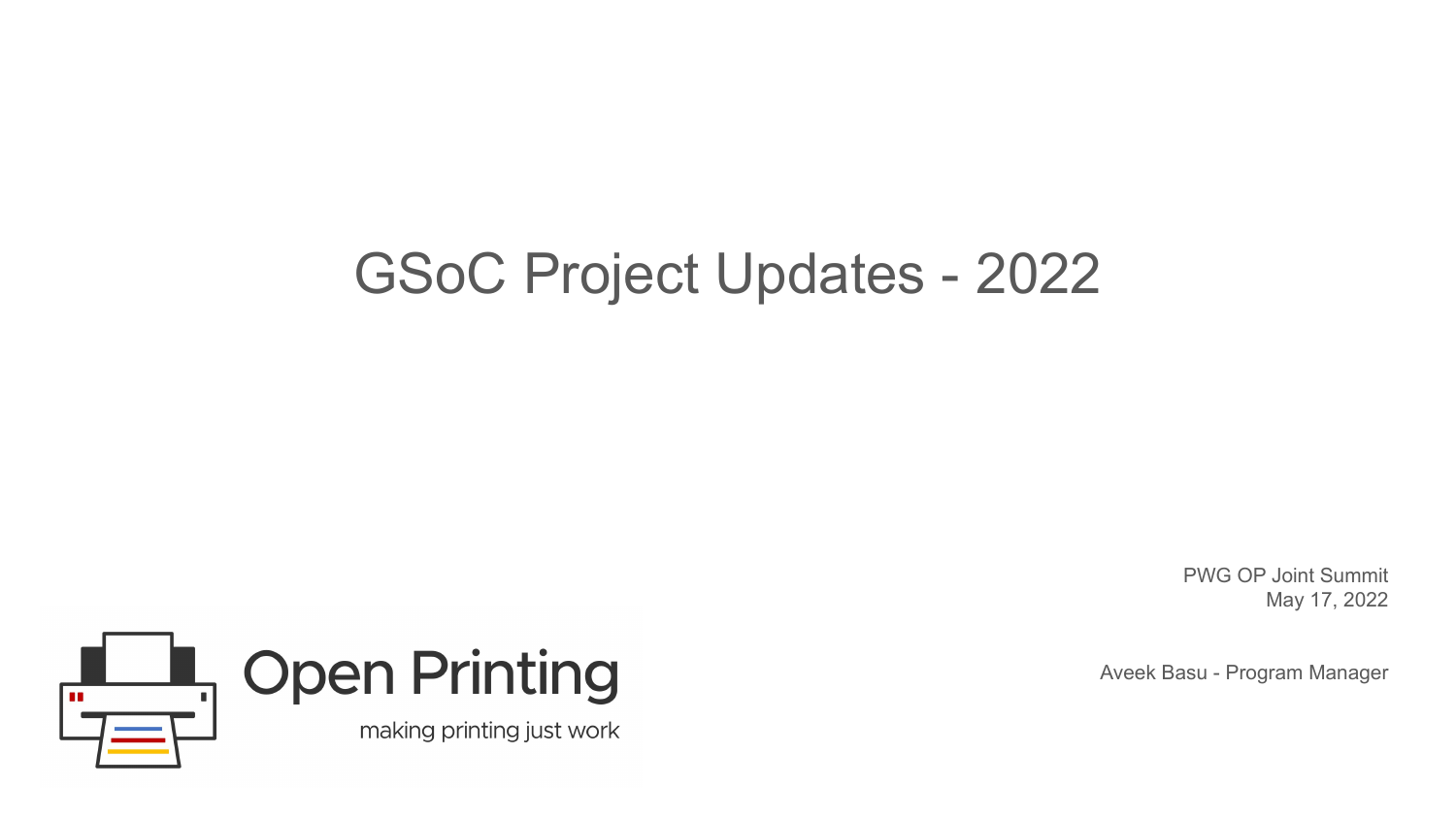# GSoC Project Updates - 2022

PWG OP Joint Summit
May 17, 2022

Aveek Basu - Program Manager

Open Printing

making printing just work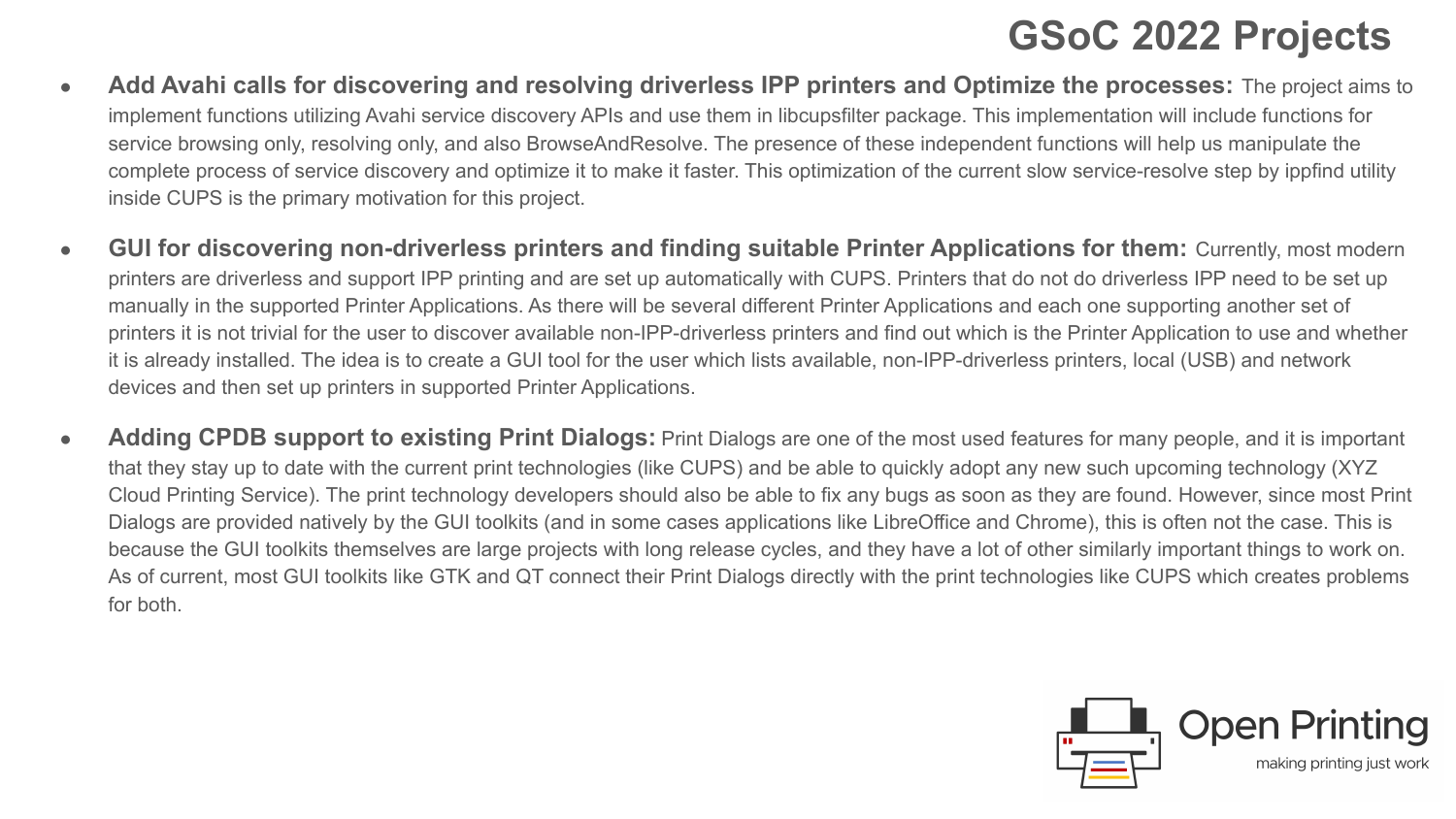# GSoC 2022 Projects

- **Add Avahi calls for discovering and resolving driverless IPP printers and Optimize the processes:** The project aims to implement functions utilizing Avahi service discovery APIs and use them in libcupsfilter package. This implementation will include functions for service browsing only, resolving only, and also BrowseAndResolve. The presence of these independent functions will help us manipulate the complete process of service discovery and optimize it to make it faster. This optimization of the current slow service-resolve step by ippfind utility inside CUPS is the primary motivation for this project.

- **GUI for discovering non-driverless printers and finding suitable Printer Applications for them:** Currently, most modern printers are driverless and support IPP printing and are set up automatically with CUPS. Printers that do not do driverless IPP need to be set up manually in the supported Printer Applications. As there will be several different Printer Applications and each one supporting another set of printers it is not trivial for the user to discover available non-IPP-driverless printers and find out which is the Printer Application to use and whether it is already installed. The idea is to create a GUI tool for the user which lists available, non-IPP-driverless printers, local (USB) and network devices and then set up printers in supported Printer Applications.

- **Adding CPDB support to existing Print Dialogs:** Print Dialogs are one of the most used features for many people, and it is important that they stay up to date with the current print technologies (like CUPS) and be able to quickly adopt any new such upcoming technology (XYZ Cloud Printing Service). The print technology developers should also be able to fix any bugs as soon as they are found. However, since most Print Dialogs are provided natively by the GUI toolkits (and in some cases applications like LibreOffice and Chrome), this is often not the case. This is because the GUI toolkits themselves are large projects with long release cycles, and they have a lot of other similarly important things to work on. As of current, most GUI toolkits like GTK and QT connect their Print Dialogs directly with the print technologies like CUPS which creates problems for both.

Open Printing

making printing just work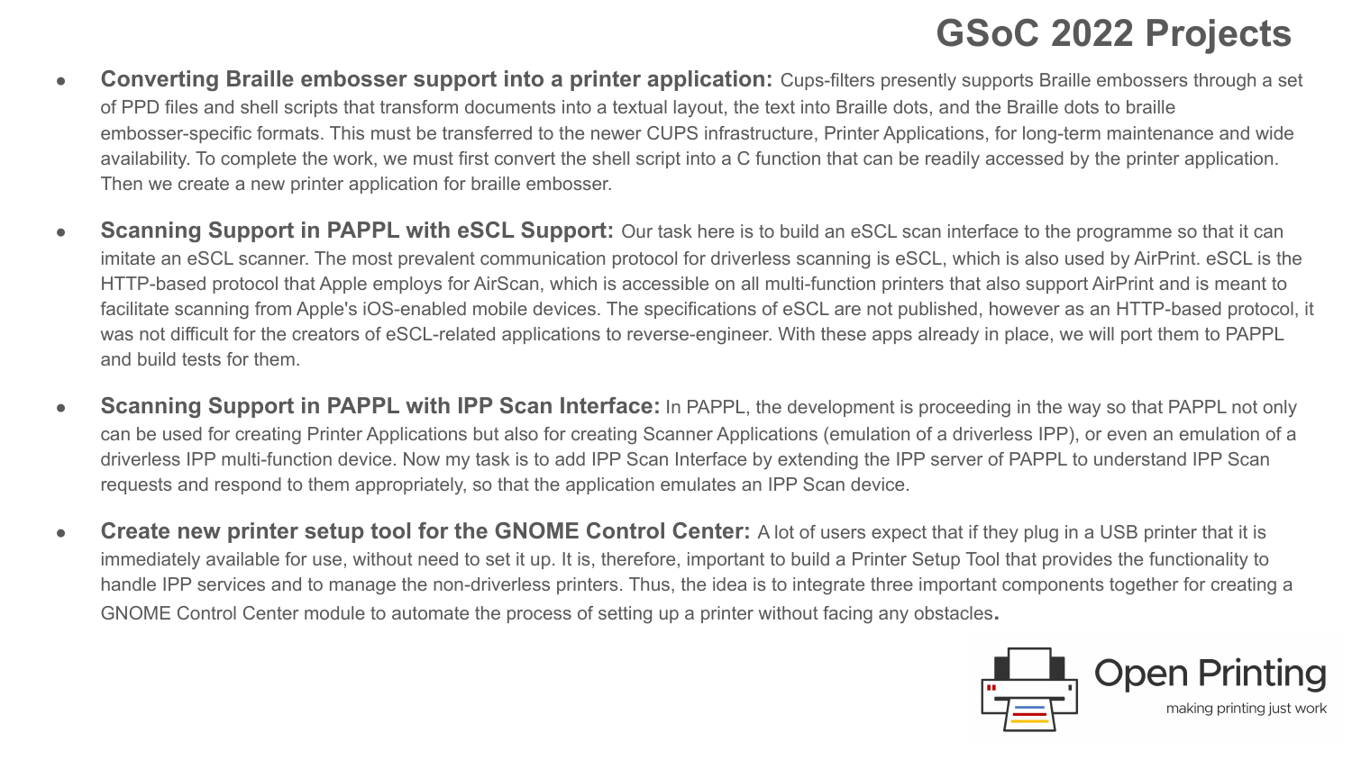# GSoC 2022 Projects

- **Converting Braille embosser support into a printer application:** Cups-filters presently supports Braille embossers through a set of PPD files and shell scripts that transform documents into a textual layout, the text into Braille dots, and the Braille dots to braille embosser-specific formats. This must be transferred to the newer CUPS infrastructure, Printer Applications, for long-term maintenance and wide availability. To complete the work, we must first convert the shell script into a C function that can be readily accessed by the printer application. Then we create a new printer application for braille embosser.

- **Scanning Support in PAPPL with eSCL Support:** Our task here is to build an eSCL scan interface to the programme so that it can imitate an eSCL scanner. The most prevalent communication protocol for driverless scanning is eSCL, which is also used by AirPrint. eSCL is the HTTP-based protocol that Apple employs for AirScan, which is accessible on all multi-function printers that also support AirPrint and is meant to facilitate scanning from Apple's iOS-enabled mobile devices. The specifications of eSCL are not published, however as an HTTP-based protocol, it was not difficult for the creators of eSCL-related applications to reverse-engineer. With these apps already in place, we will port them to PAPPL and build tests for them.

- **Scanning Support in PAPPL with IPP Scan Interface:** In PAPPL, the development is proceeding in the way so that PAPPL not only can be used for creating Printer Applications but also for creating Scanner Applications (emulation of a driverless IPP), or even an emulation of a driverless IPP multi-function device. Now my task is to add IPP Scan Interface by extending the IPP server of PAPPL to understand IPP Scan requests and respond to them appropriately, so that the application emulates an IPP Scan device.

- **Create new printer setup tool for the GNOME Control Center:** A lot of users expect that if they plug in a USB printer that it is immediately available for use, without need to set it up. It is, therefore, important to build a Printer Setup Tool that provides the functionality to handle IPP services and to manage the non-driverless printers. Thus, the idea is to integrate three important components together for creating a GNOME Control Center module to automate the process of setting up a printer without facing any obstacles.

Open Printing
making printing just work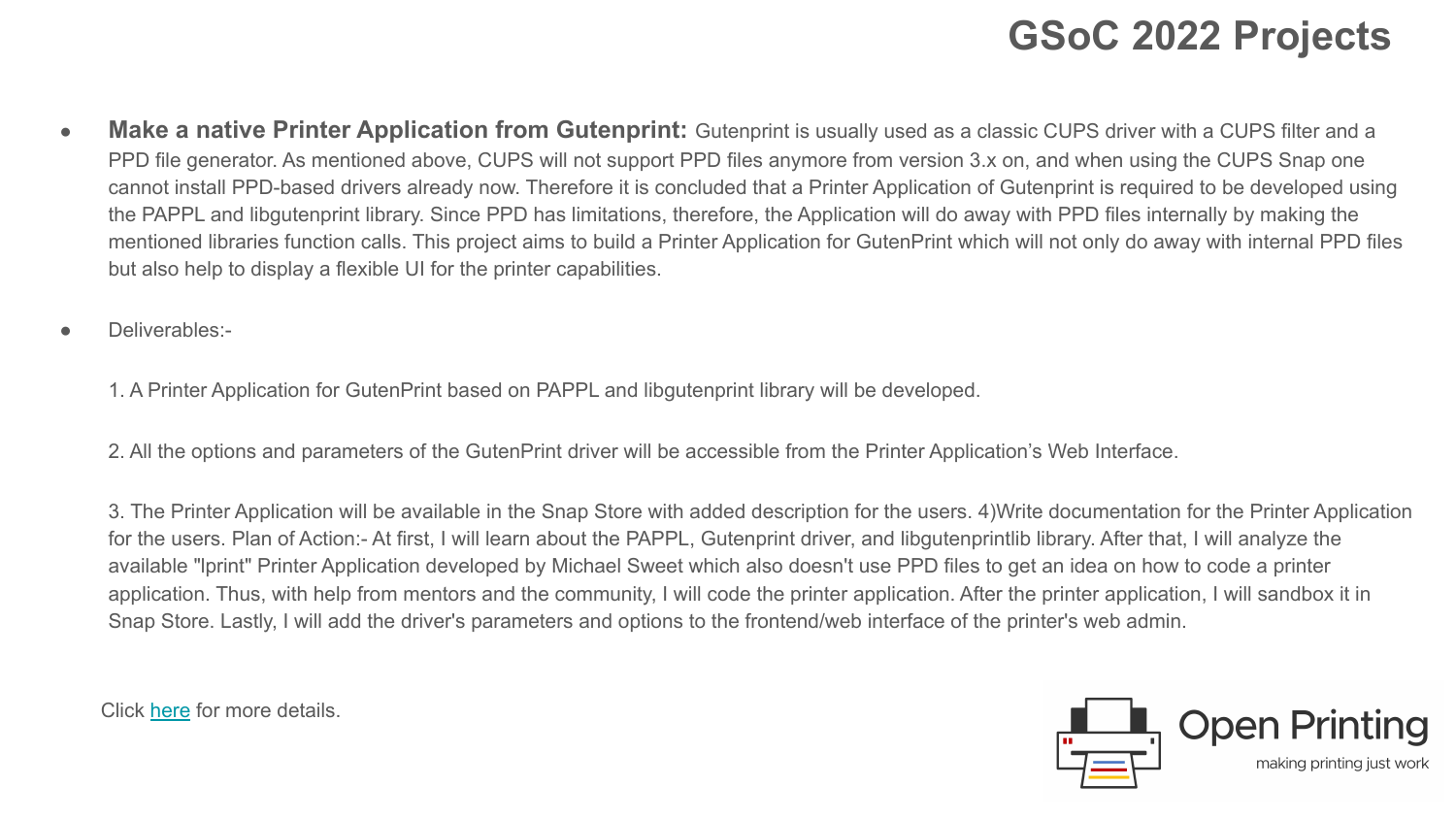# GSoC 2022 Projects

- **Make a native Printer Application from Gutenprint:** Gutenprint is usually used as a classic CUPS driver with a CUPS filter and a PPD file generator. As mentioned above, CUPS will not support PPD files anymore from version 3.x on, and when using the CUPS Snap one cannot install PPD-based drivers already now. Therefore it is concluded that a Printer Application of Gutenprint is required to be developed using the PAPPL and libgutenprint library. Since PPD has limitations, therefore, the Application will do away with PPD files internally by making the mentioned libraries function calls. This project aims to build a Printer Application for GutenPrint which will not only do away with internal PPD files but also help to display a flexible UI for the printer capabilities.

- Deliverables:-

  1. A Printer Application for GutenPrint based on PAPPL and libgutenprint library will be developed.

  2. All the options and parameters of the GutenPrint driver will be accessible from the Printer Application's Web Interface.

  3. The Printer Application will be available in the Snap Store with added description for the users. 4)Write documentation for the Printer Application for the users. Plan of Action:- At first, I will learn about the PAPPL, Gutenprint driver, and libgutenprintlib library. After that, I will analyze the available "lprint" Printer Application developed by Michael Sweet which also doesn't use PPD files to get an idea on how to code a printer application. Thus, with help from mentors and the community, I will code the printer application. After the printer application, I will sandbox it in Snap Store. Lastly, I will add the driver's parameters and options to the frontend/web interface of the printer's web admin.

Click here for more details.

Open Printing

making printing just work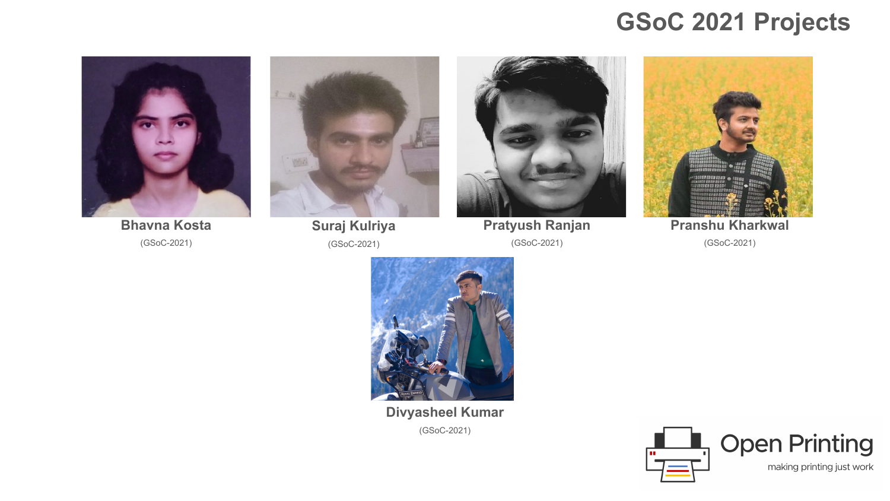# GSoC 2021 Projects

**Bhavna Kosta**
(GSoC-2021)

**Suraj Kulriya**
(GSoC-2021)

**Pratyush Ranjan**
(GSoC-2021)

**Pranshu Kharkwal**
(GSoC-2021)

**Divyasheel Kumar**
(GSoC-2021)

Open Printing
making printing just work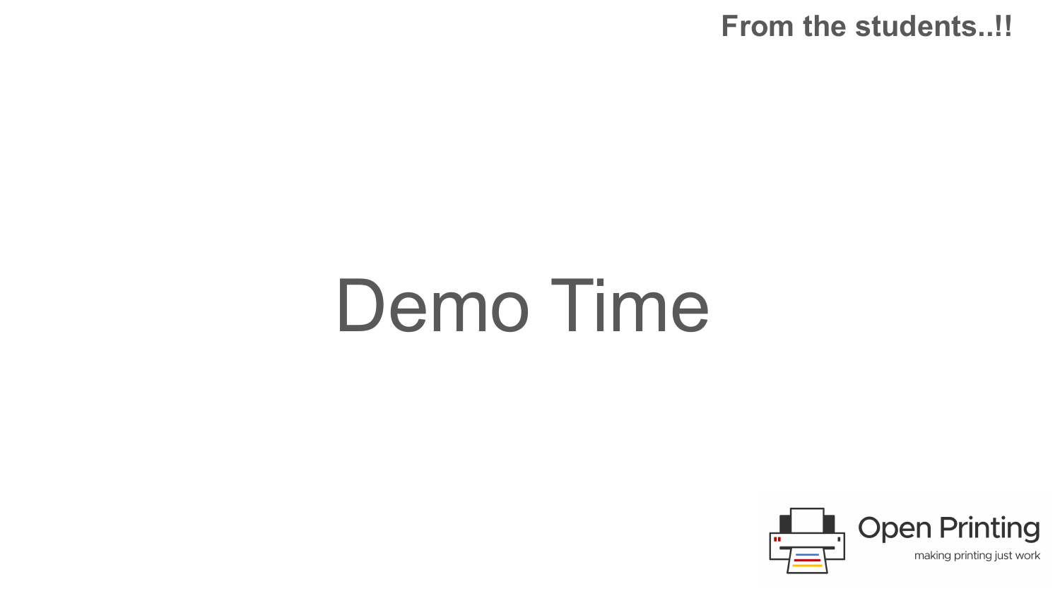**From the students..!!**

# Demo Time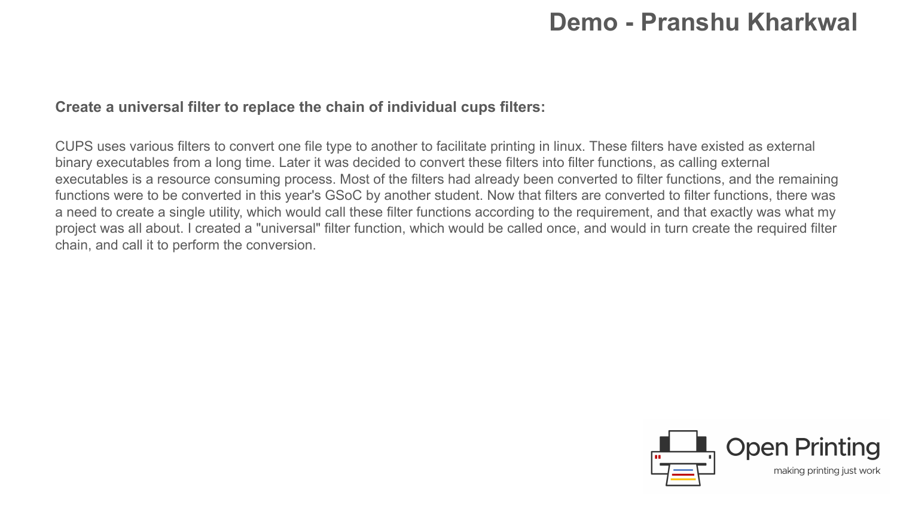# Demo - Pranshu Kharkwal

**Create a universal filter to replace the chain of individual cups filters:**

CUPS uses various filters to convert one file type to another to facilitate printing in linux. These filters have existed as external binary executables from a long time. Later it was decided to convert these filters into filter functions, as calling external executables is a resource consuming process. Most of the filters had already been converted to filter functions, and the remaining functions were to be converted in this year's GSoC by another student. Now that filters are converted to filter functions, there was a need to create a single utility, which would call these filter functions according to the requirement, and that exactly was what my project was all about. I created a "universal" filter function, which would be called once, and would in turn create the required filter chain, and call it to perform the conversion.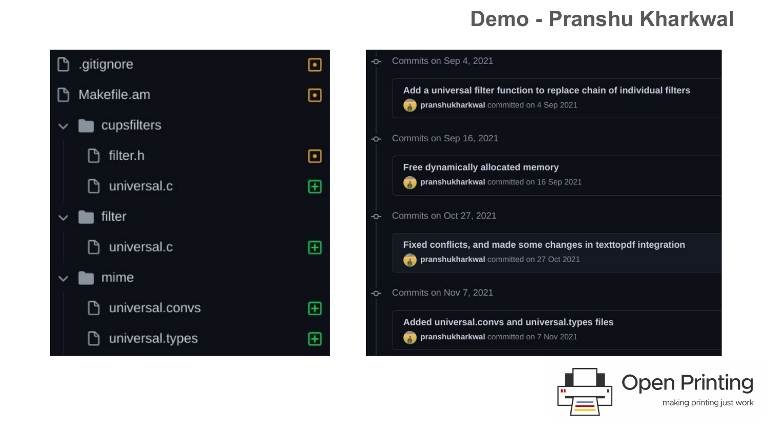# Demo - Pranshu Kharkwal

- .gitignore
- Makefile.am
- cupsfilters
  - filter.h
  - universal.c
- filter
  - universal.c
- mime
  - universal.convs
  - universal.types

Commits on Sep 4, 2021

**Add a universal filter function to replace chain of individual filters**
pranshukharkwal committed on 4 Sep 2021

Commits on Sep 16, 2021

**Free dynamically allocated memory**
pranshukharkwal committed on 16 Sep 2021

Commits on Oct 27, 2021

**Fixed conflicts, and made some changes in texttopdf integration**
pranshukharkwal committed on 27 Oct 2021

Commits on Nov 7, 2021

**Added universal.convs and universal.types files**
pranshukharkwal committed on 7 Nov 2021

Open Printing
making printing just work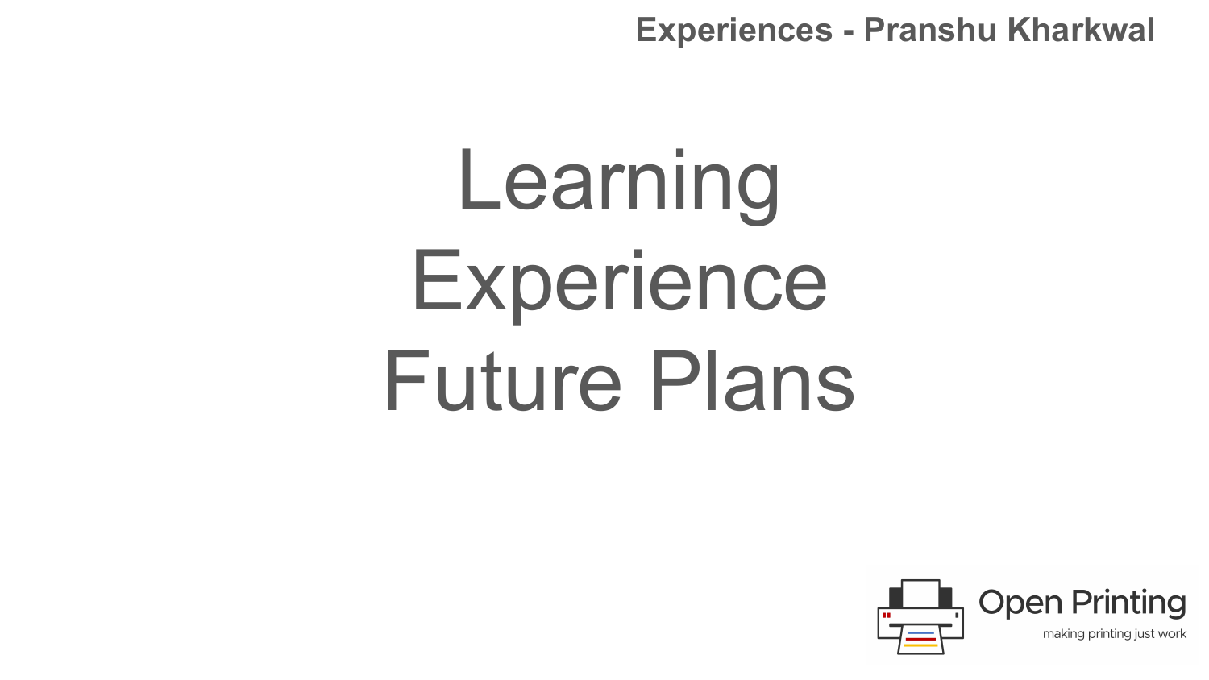Experiences - Pranshu Kharkwal

# Learning
# Experience
# Future Plans

Open Printing
making printing just work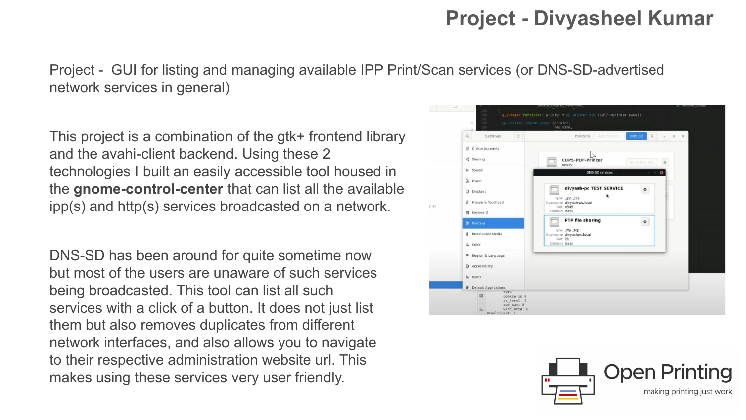# Project - Divyasheel Kumar

Project - GUI for listing and managing available IPP Print/Scan services (or DNS-SD-advertised network services in general)

This project is a combination of the gtk+ frontend library and the avahi-client backend. Using these 2 technologies I built an easily accessible tool housed in the **gnome-control-center** that can list all the available ipp(s) and http(s) services broadcasted on a network.

DNS-SD has been around for quite sometime now but most of the users are unaware of such services being broadcasted. This tool can list all such services with a click of a button. It does not just list them but also removes duplicates from different network interfaces, and also allows you to navigate to their respective administration website url. This makes using these services very user friendly.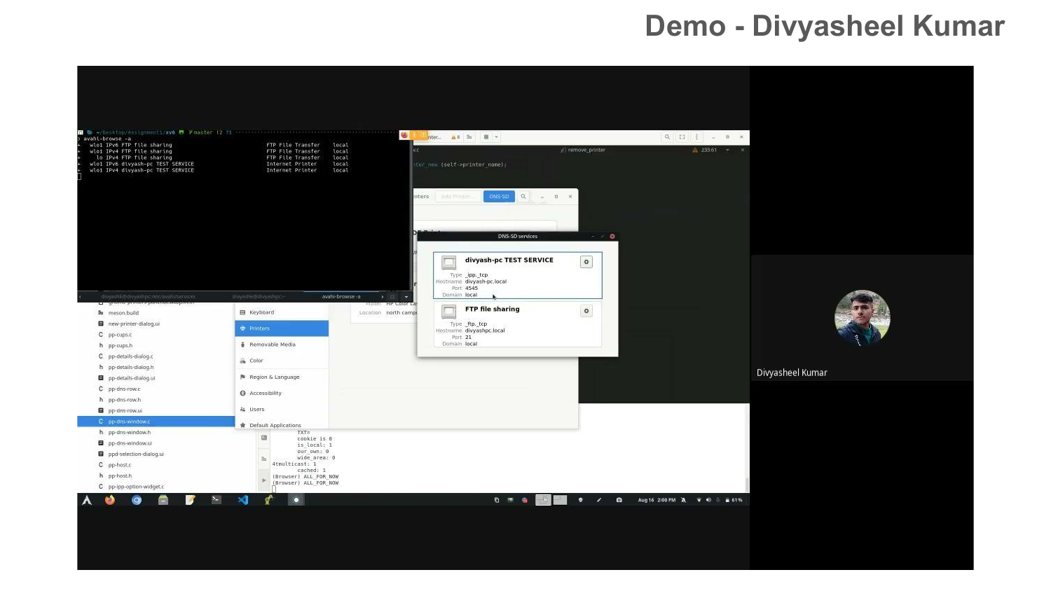# Demo - Divyasheel Kumar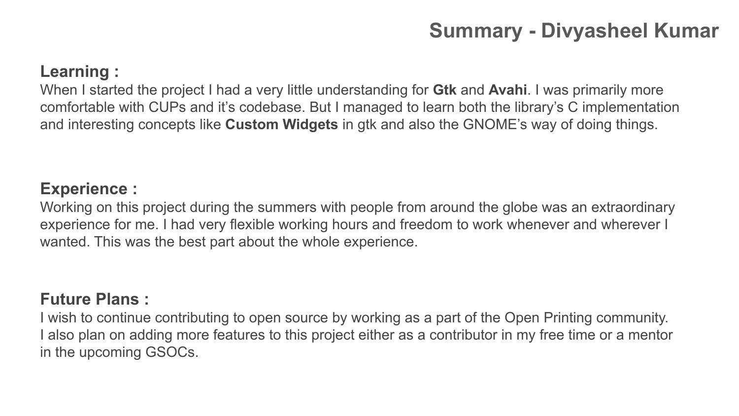# Summary - Divyasheel Kumar

## Learning :

When I started the project I had a very little understanding for **Gtk** and **Avahi**. I was primarily more comfortable with CUPs and it's codebase. But I managed to learn both the library's C implementation and interesting concepts like **Custom Widgets** in gtk and also the GNOME's way of doing things.

## Experience :

Working on this project during the summers with people from around the globe was an extraordinary experience for me. I had very flexible working hours and freedom to work whenever and wherever I wanted. This was the best part about the whole experience.

## Future Plans :

I wish to continue contributing to open source by working as a part of the Open Printing community. I also plan on adding more features to this project either as a contributor in my free time or a mentor in the upcoming GSOCs.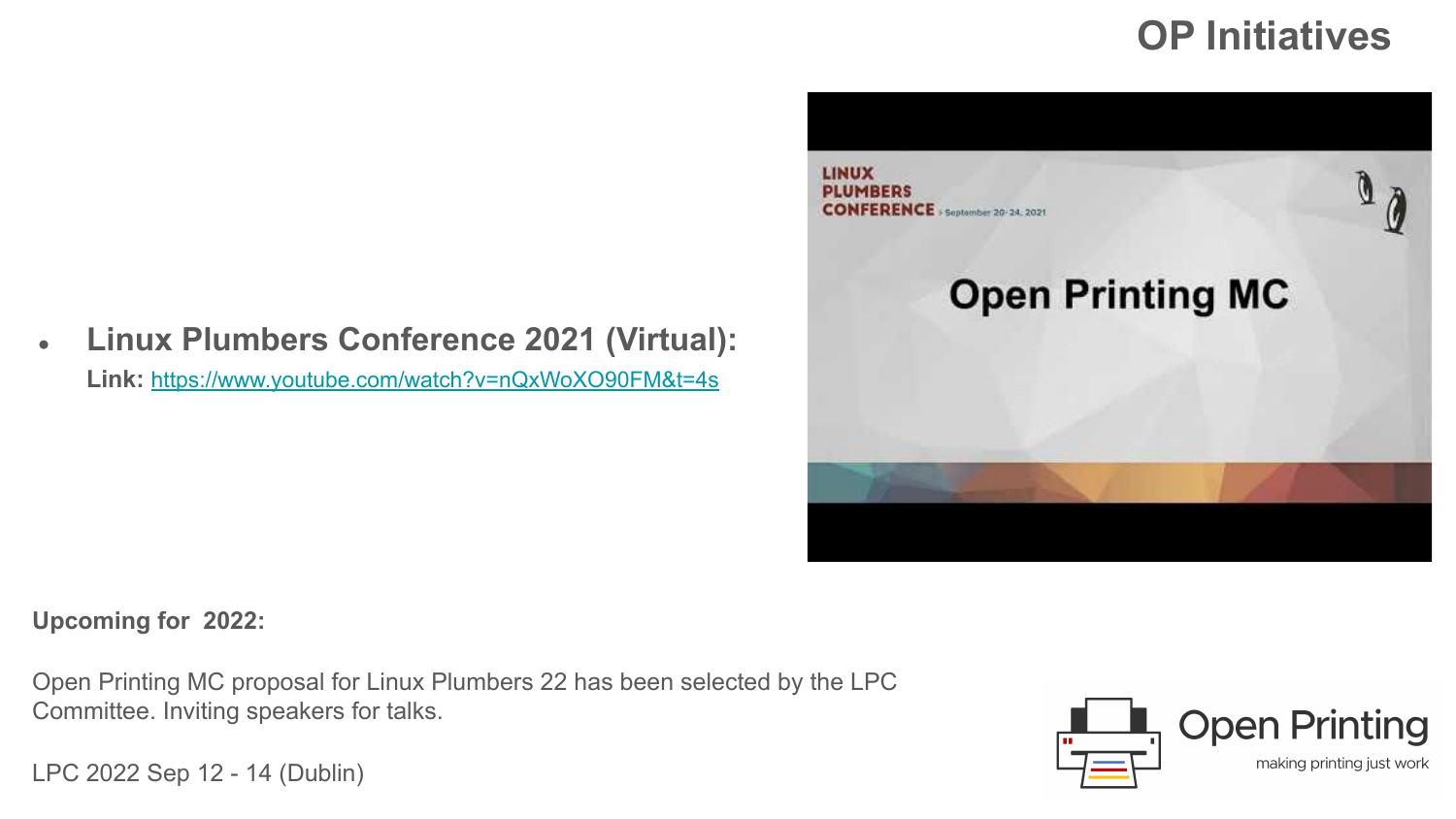# OP Initiatives

- **Linux Plumbers Conference 2021 (Virtual):**

  **Link:** https://www.youtube.com/watch?v=nQxWoXO90FM&t=4s

**Upcoming for 2022:**

Open Printing MC proposal for Linux Plumbers 22 has been selected by the LPC Committee. Inviting speakers for talks.

LPC 2022 Sep 12 - 14 (Dublin)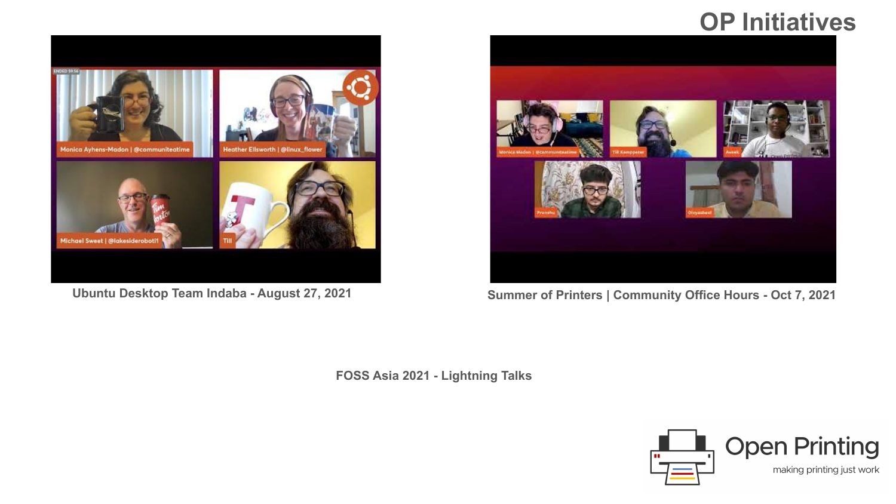# OP Initiatives

Ubuntu Desktop Team Indaba - August 27, 2021

Summer of Printers | Community Office Hours - Oct 7, 2021

FOSS Asia 2021 - Lightning Talks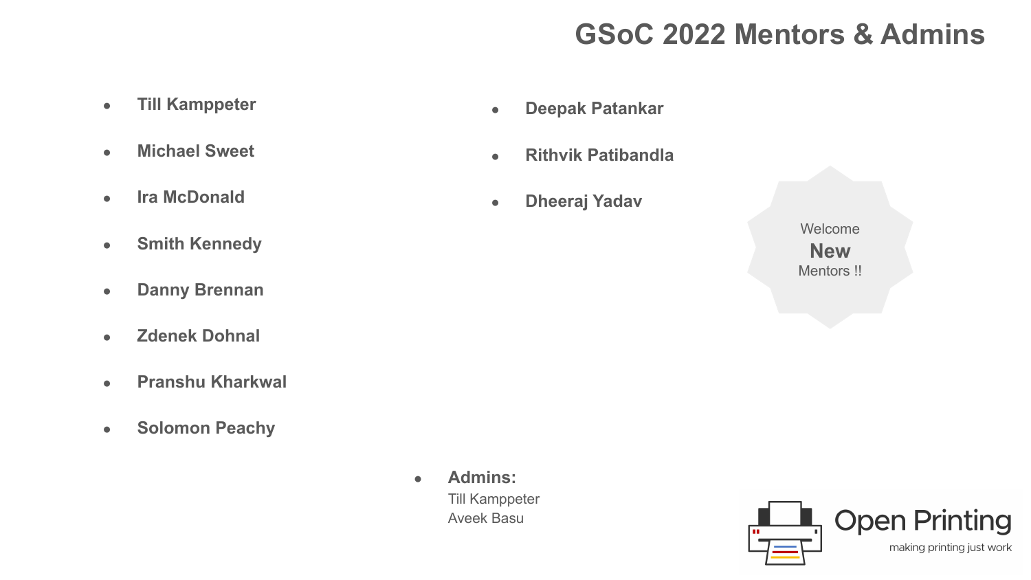# GSoC 2022 Mentors & Admins

- **Till Kamppeter**
- **Michael Sweet**
- **Ira McDonald**
- **Smith Kennedy**
- **Danny Brennan**
- **Zdenek Dohnal**
- **Pranshu Kharkwal**
- **Solomon Peachy**
- **Deepak Patankar**
- **Rithvik Patibandla**
- **Dheeraj Yadav**

Welcome **New** Mentors !!

- **Admins:**
  Till Kamppeter
  Aveek Basu

Open Printing
making printing just work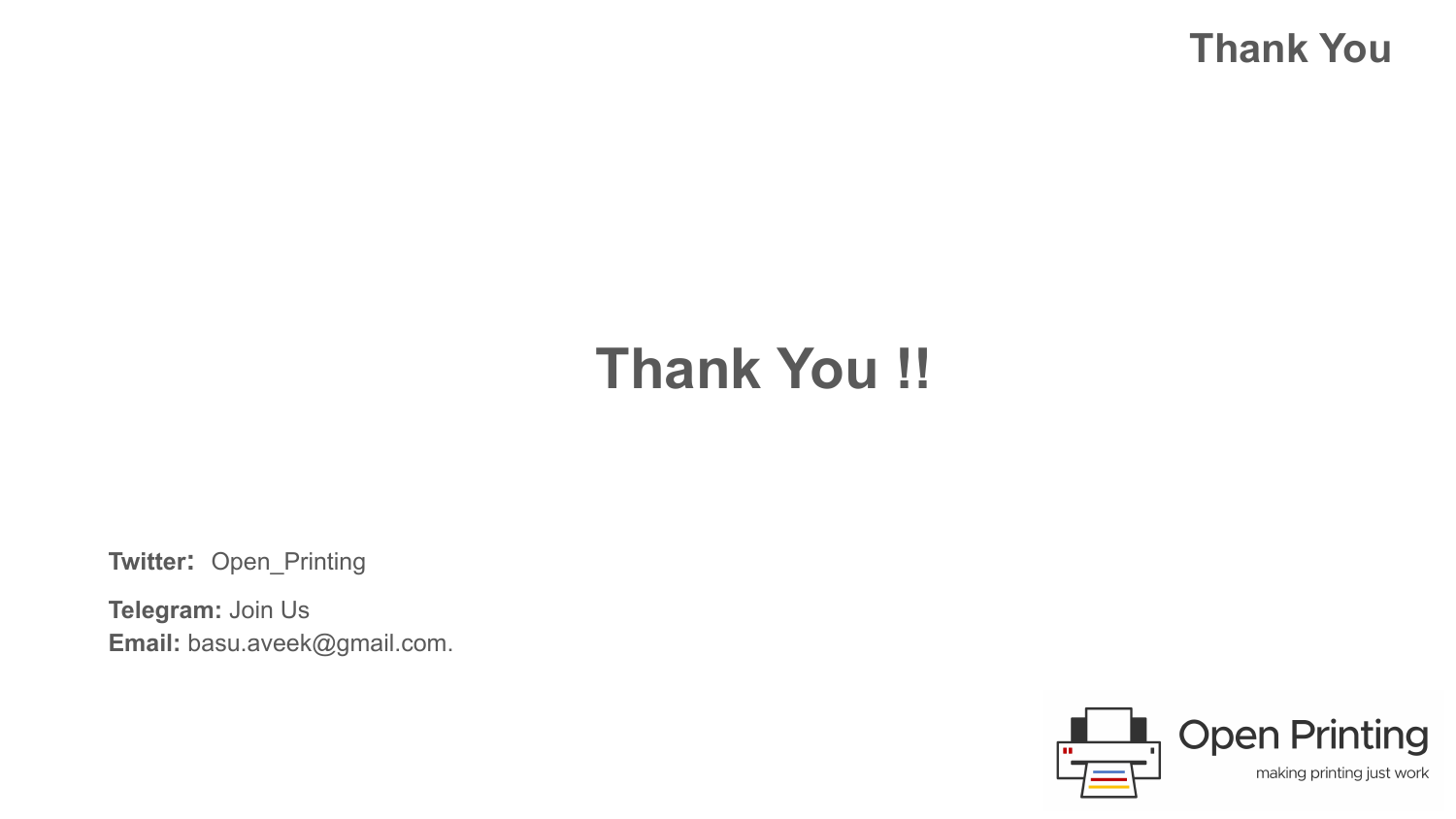# Thank You

## Thank You !!

**Twitter:** Open_Printing

**Telegram:** Join Us
**Email:** basu.aveek@gmail.com.

Open Printing
making printing just work